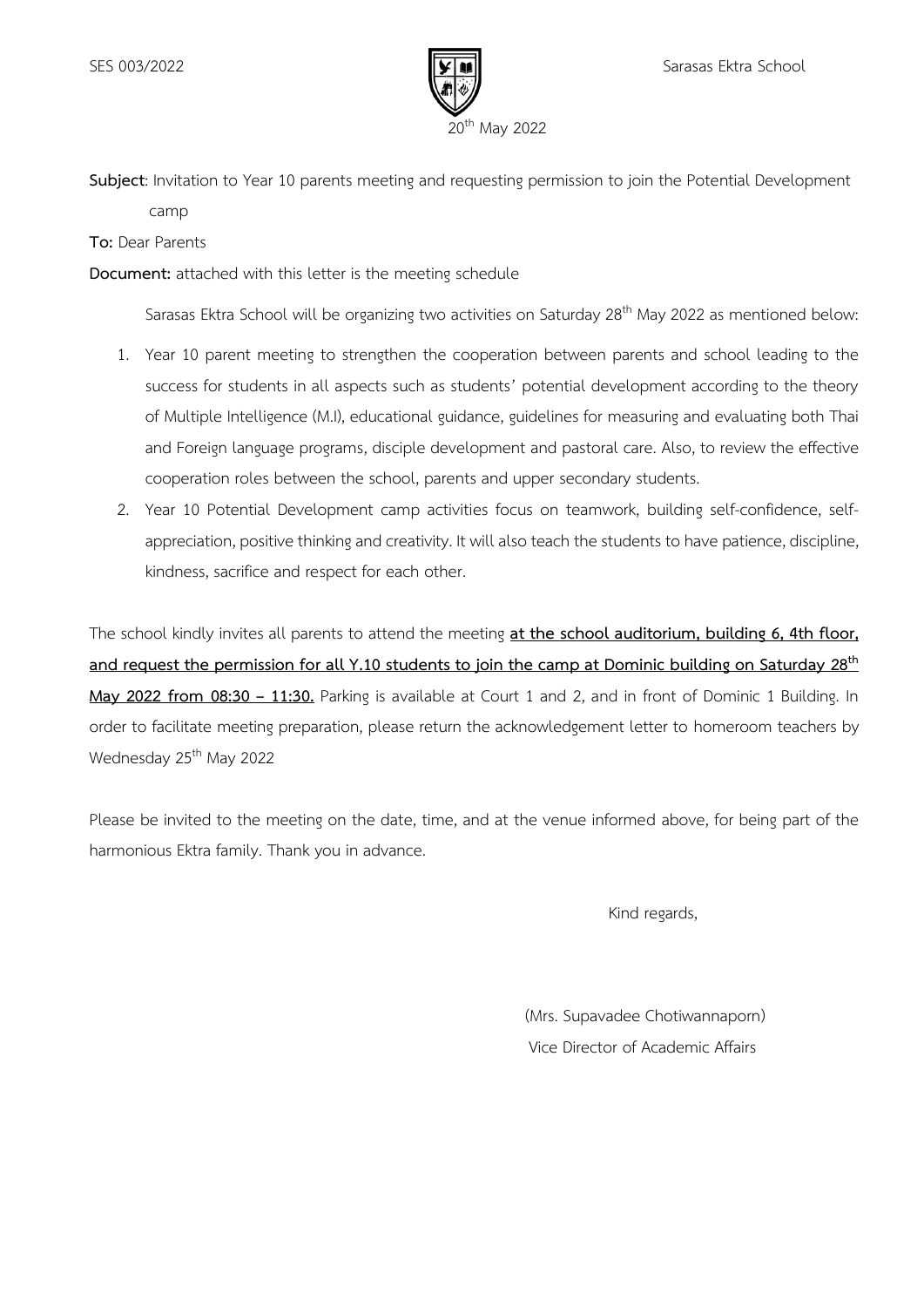SES 003/2022 Sarasas Ektra School

20th May 2022

**Subject**: Invitation to Year 10 parents meeting and requesting permission to join the Potential Development camp

**To:** Dear Parents

**Document:** attached with this letter is the meeting schedule

Sarasas Ektra School will be organizing two activities on Saturday 28th May 2022 as mentioned below:

1. Year 10 parent meeting to strengthen the cooperation between parents and school leading to the success for students in all aspects such as students' potential development according to the theory of Multiple Intelligence (M.I), educational guidance, guidelines for measuring and evaluating both Thai and Foreign language programs, disciple development and pastoral care. Also, to review the effective cooperation roles between the school, parents and upper secondary students.
2. Year 10 Potential Development camp activities focus on teamwork, building self-confidence, self-appreciation, positive thinking and creativity. It will also teach the students to have patience, discipline, kindness, sacrifice and respect for each other.

The school kindly invites all parents to attend the meeting **at the school auditorium, building 6, 4th floor, and request the permission for all Y.10 students to join the camp at Dominic building on Saturday 28th May 2022 from 08:30 – 11:30.** Parking is available at Court 1 and 2, and in front of Dominic 1 Building. In order to facilitate meeting preparation, please return the acknowledgement letter to homeroom teachers by Wednesday 25th May 2022

Please be invited to the meeting on the date, time, and at the venue informed above, for being part of the harmonious Ektra family. Thank you in advance.

Kind regards,

(Mrs. Supavadee Chotiwannaporn)
Vice Director of Academic Affairs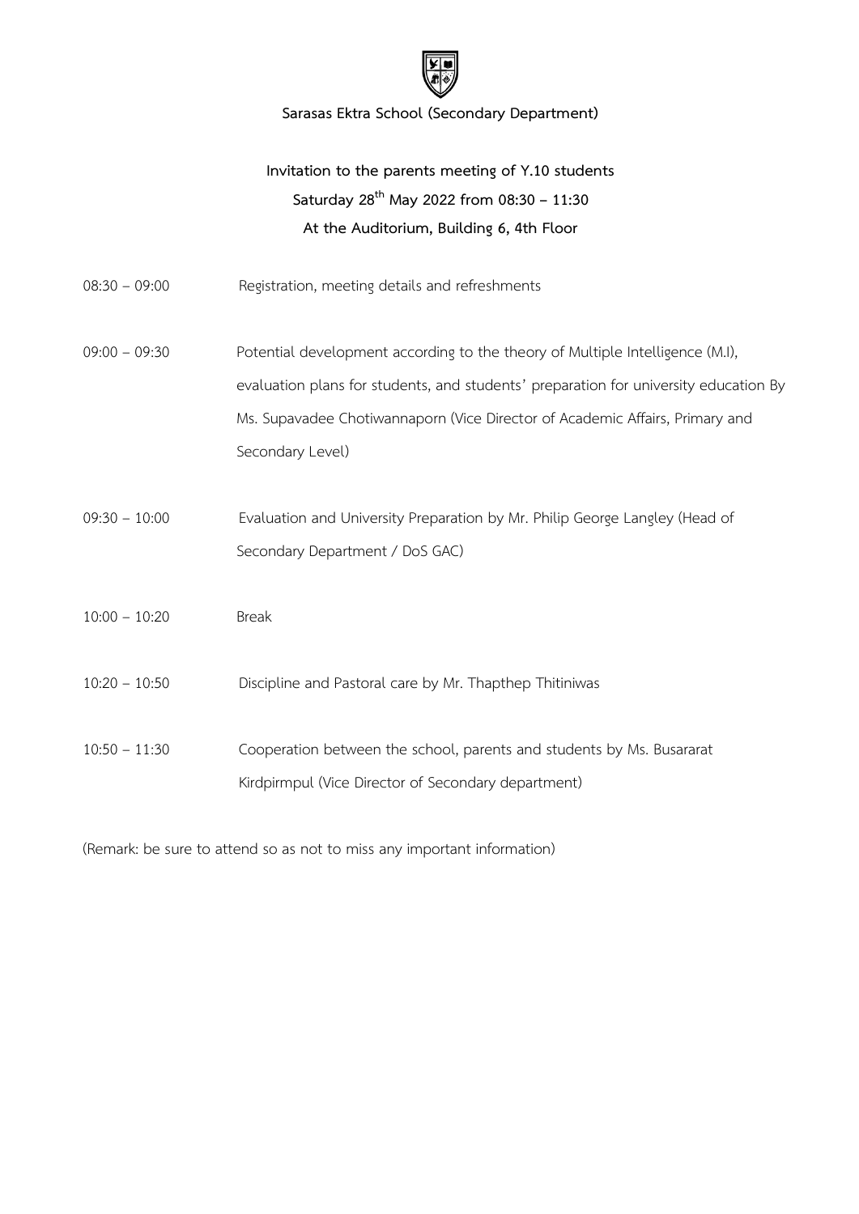**Sarasas Ektra School (Secondary Department)**

**Invitation to the parents meeting of Y.10 students**

**Saturday 28th May 2022 from 08:30 – 11:30**

**At the Auditorium, Building 6, 4th Floor**

08:30 – 09:00 Registration, meeting details and refreshments

09:00 – 09:30 Potential development according to the theory of Multiple Intelligence (M.I), evaluation plans for students, and students' preparation for university education By Ms. Supavadee Chotiwannaporn (Vice Director of Academic Affairs, Primary and Secondary Level)

09:30 – 10:00 Evaluation and University Preparation by Mr. Philip George Langley (Head of Secondary Department / DoS GAC)

10:00 – 10:20 Break

10:20 – 10:50 Discipline and Pastoral care by Mr. Thapthep Thitiniwas

10:50 – 11:30 Cooperation between the school, parents and students by Ms. Busararat Kirdpirmpul (Vice Director of Secondary department)

(Remark: be sure to attend so as not to miss any important information)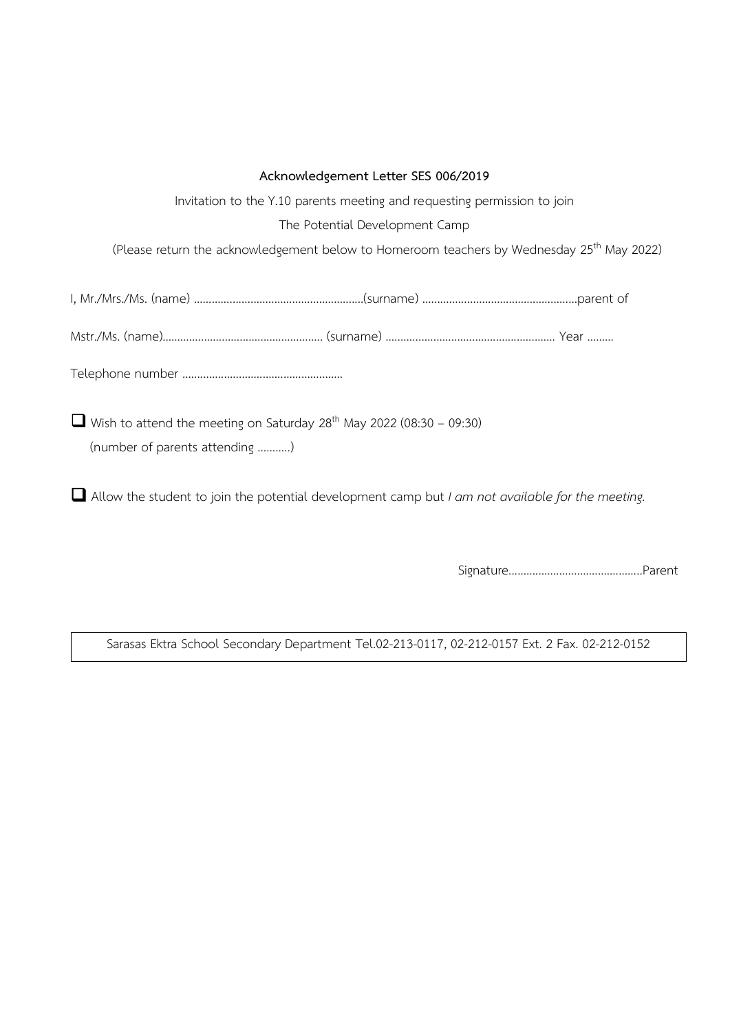**Acknowledgement Letter SES 006/2019**

Invitation to the Y.10 parents meeting and requesting permission to join

The Potential Development Camp

(Please return the acknowledgement below to Homeroom teachers by Wednesday 25th May 2022)

I, Mr./Mrs./Ms. (name) ........................................................(surname) ..................................................parent of

Mstr./Ms. (name).................................................... (surname) ........................................................ Year .........

Telephone number ....................................................

☐ Wish to attend the meeting on Saturday 28th May 2022 (08:30 – 09:30)
(number of parents attending ...........)

☐ Allow the student to join the potential development camp but *I am not available for the meeting.*

Signature............................................Parent

Sarasas Ektra School Secondary Department Tel.02-213-0117, 02-212-0157 Ext. 2 Fax. 02-212-0152